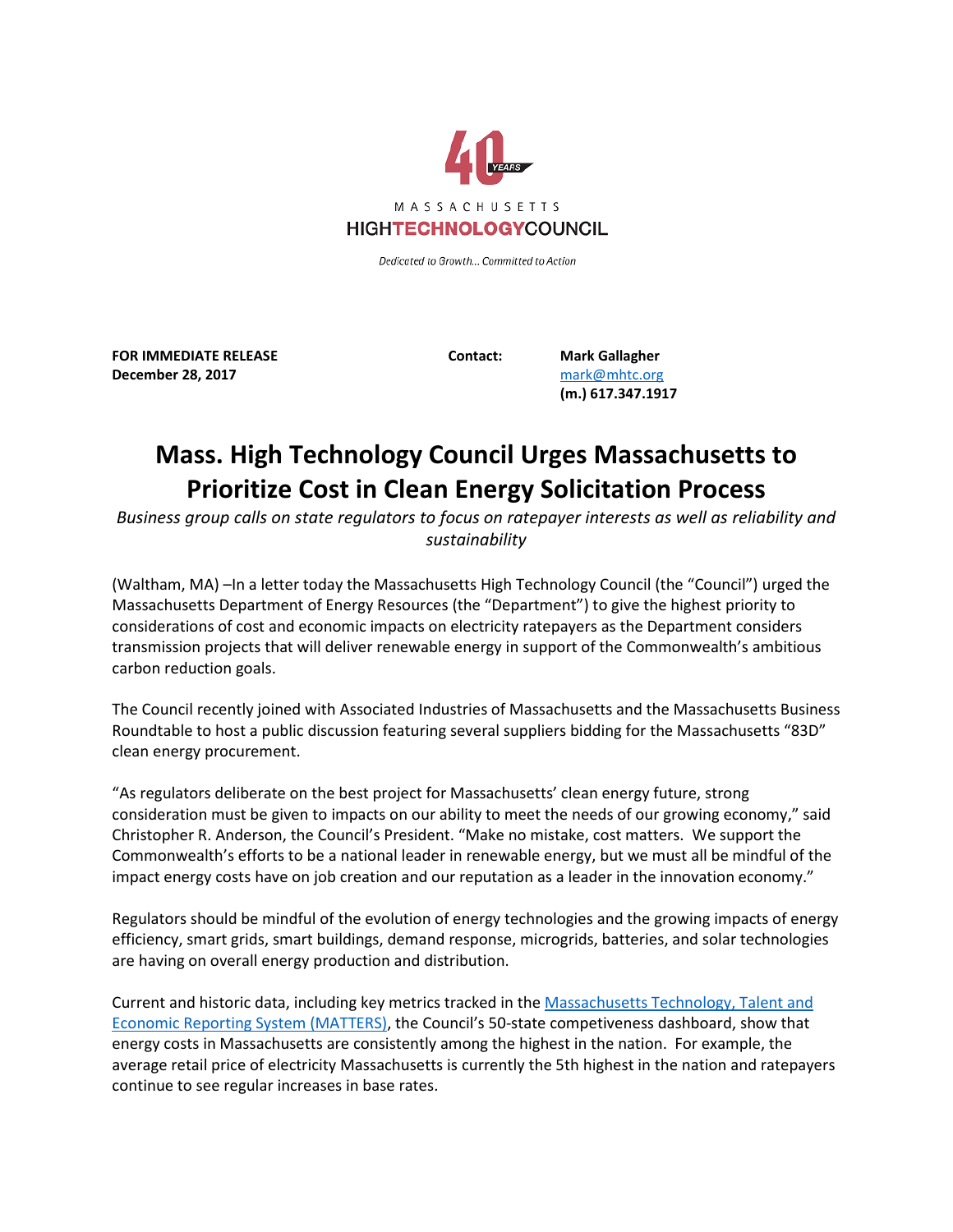40 YEARS

MASSACHUSETTS
HIGHTECHNOLOGYCOUNCIL

*Dedicated to Growth... Committed to Action*

**FOR IMMEDIATE RELEASE**
**December 28, 2017**

**Contact:** **Mark Gallagher**
[mark@mhtc.org](mailto:mark@mhtc.org)
**(m.) 617.347.1917**

# Mass. High Technology Council Urges Massachusetts to Prioritize Cost in Clean Energy Solicitation Process

*Business group calls on state regulators to focus on ratepayer interests as well as reliability and sustainability*

(Waltham, MA) –In a letter today the Massachusetts High Technology Council (the "Council") urged the Massachusetts Department of Energy Resources (the "Department") to give the highest priority to considerations of cost and economic impacts on electricity ratepayers as the Department considers transmission projects that will deliver renewable energy in support of the Commonwealth's ambitious carbon reduction goals.

The Council recently joined with Associated Industries of Massachusetts and the Massachusetts Business Roundtable to host a public discussion featuring several suppliers bidding for the Massachusetts "83D" clean energy procurement.

"As regulators deliberate on the best project for Massachusetts' clean energy future, strong consideration must be given to impacts on our ability to meet the needs of our growing economy," said Christopher R. Anderson, the Council's President. "Make no mistake, cost matters. We support the Commonwealth's efforts to be a national leader in renewable energy, but we must all be mindful of the impact energy costs have on job creation and our reputation as a leader in the innovation economy."

Regulators should be mindful of the evolution of energy technologies and the growing impacts of energy efficiency, smart grids, smart buildings, demand response, microgrids, batteries, and solar technologies are having on overall energy production and distribution.

Current and historic data, including key metrics tracked in the Massachusetts Technology, Talent and Economic Reporting System (MATTERS), the Council's 50-state competitiveness dashboard, show that energy costs in Massachusetts are consistently among the highest in the nation. For example, the average retail price of electricity Massachusetts is currently the 5th highest in the nation and ratepayers continue to see regular increases in base rates.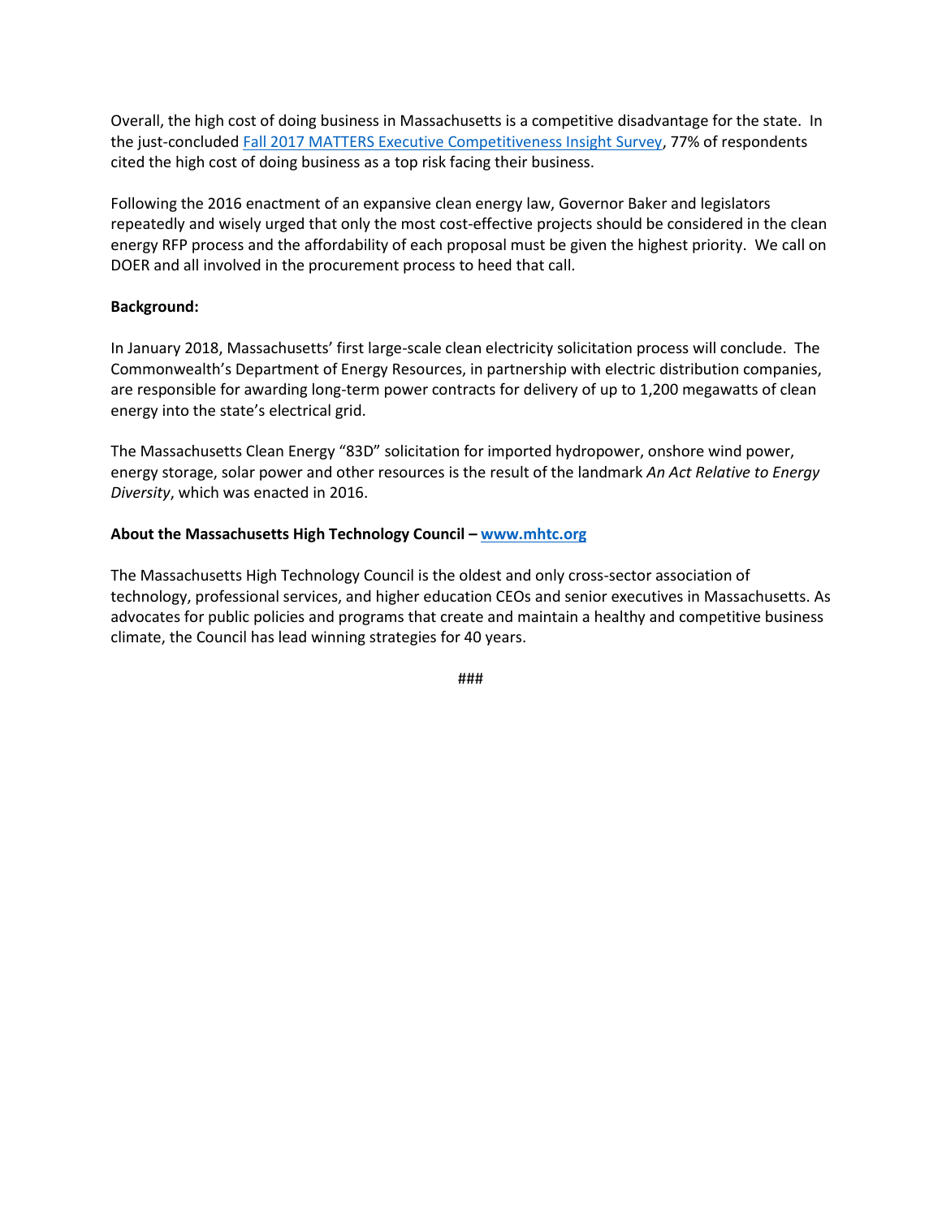Overall, the high cost of doing business in Massachusetts is a competitive disadvantage for the state. In the just-concluded [Fall 2017 MATTERS Executive Competitiveness Insight Survey](), 77% of respondents cited the high cost of doing business as a top risk facing their business.

Following the 2016 enactment of an expansive clean energy law, Governor Baker and legislators repeatedly and wisely urged that only the most cost-effective projects should be considered in the clean energy RFP process and the affordability of each proposal must be given the highest priority. We call on DOER and all involved in the procurement process to heed that call.

**Background:**

In January 2018, Massachusetts' first large-scale clean electricity solicitation process will conclude. The Commonwealth's Department of Energy Resources, in partnership with electric distribution companies, are responsible for awarding long-term power contracts for delivery of up to 1,200 megawatts of clean energy into the state's electrical grid.

The Massachusetts Clean Energy "83D" solicitation for imported hydropower, onshore wind power, energy storage, solar power and other resources is the result of the landmark *An Act Relative to Energy Diversity*, which was enacted in 2016.

**About the Massachusetts High Technology Council – [www.mhtc.org](www.mhtc.org)**

The Massachusetts High Technology Council is the oldest and only cross-sector association of technology, professional services, and higher education CEOs and senior executives in Massachusetts. As advocates for public policies and programs that create and maintain a healthy and competitive business climate, the Council has lead winning strategies for 40 years.

###